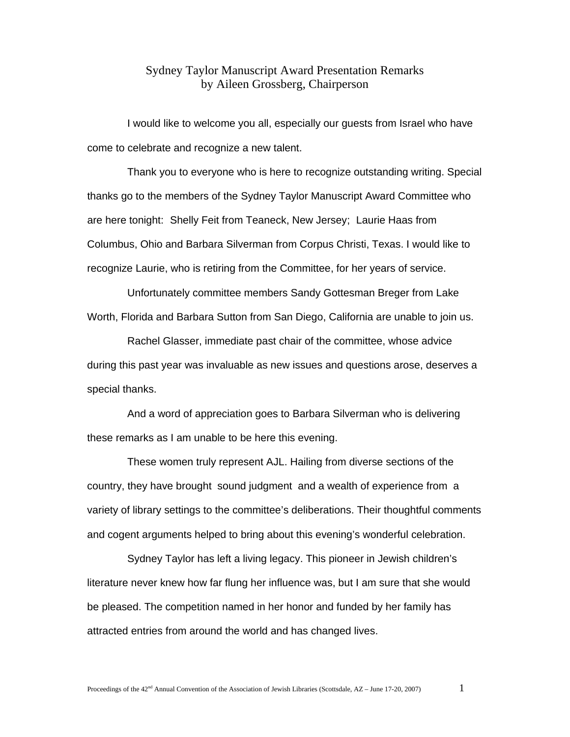# Sydney Taylor Manuscript Award Presentation Remarks
## by Aileen Grossberg, Chairperson

I would like to welcome you all, especially our guests from Israel who have come to celebrate and recognize a new talent.

Thank you to everyone who is here to recognize outstanding writing. Special thanks go to the members of the Sydney Taylor Manuscript Award Committee who are here tonight: Shelly Feit from Teaneck, New Jersey; Laurie Haas from Columbus, Ohio and Barbara Silverman from Corpus Christi, Texas. I would like to recognize Laurie, who is retiring from the Committee, for her years of service.

Unfortunately committee members Sandy Gottesman Breger from Lake Worth, Florida and Barbara Sutton from San Diego, California are unable to join us.

Rachel Glasser, immediate past chair of the committee, whose advice during this past year was invaluable as new issues and questions arose, deserves a special thanks.

And a word of appreciation goes to Barbara Silverman who is delivering these remarks as I am unable to be here this evening.

These women truly represent AJL. Hailing from diverse sections of the country, they have brought sound judgment and a wealth of experience from a variety of library settings to the committee's deliberations. Their thoughtful comments and cogent arguments helped to bring about this evening's wonderful celebration.

Sydney Taylor has left a living legacy. This pioneer in Jewish children's literature never knew how far flung her influence was, but I am sure that she would be pleased. The competition named in her honor and funded by her family has attracted entries from around the world and has changed lives.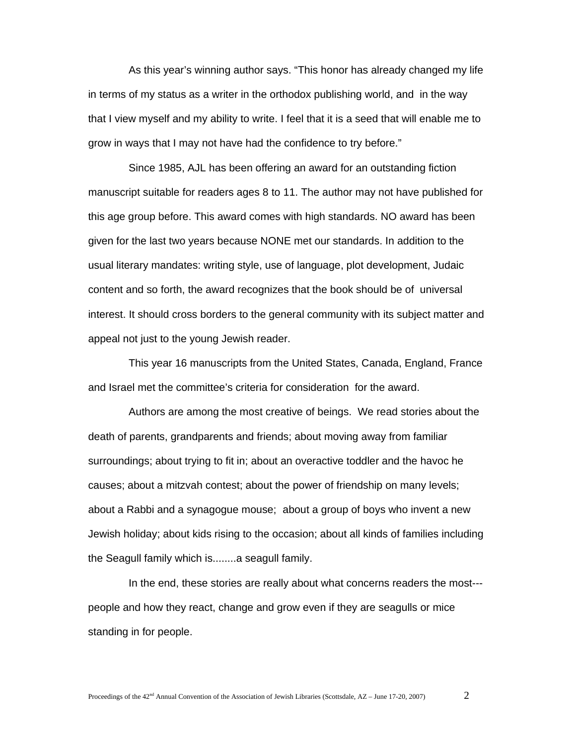As this year's winning author says. "This honor has already changed my life in terms of my status as a writer in the orthodox publishing world, and in the way that I view myself and my ability to write. I feel that it is a seed that will enable me to grow in ways that I may not have had the confidence to try before."

Since 1985, AJL has been offering an award for an outstanding fiction manuscript suitable for readers ages 8 to 11. The author may not have published for this age group before. This award comes with high standards. NO award has been given for the last two years because NONE met our standards. In addition to the usual literary mandates: writing style, use of language, plot development, Judaic content and so forth, the award recognizes that the book should be of universal interest. It should cross borders to the general community with its subject matter and appeal not just to the young Jewish reader.

This year 16 manuscripts from the United States, Canada, England, France and Israel met the committee's criteria for consideration for the award.

Authors are among the most creative of beings. We read stories about the death of parents, grandparents and friends; about moving away from familiar surroundings; about trying to fit in; about an overactive toddler and the havoc he causes; about a mitzvah contest; about the power of friendship on many levels; about a Rabbi and a synagogue mouse; about a group of boys who invent a new Jewish holiday; about kids rising to the occasion; about all kinds of families including the Seagull family which is........a seagull family.

In the end, these stories are really about what concerns readers the most---people and how they react, change and grow even if they are seagulls or mice standing in for people.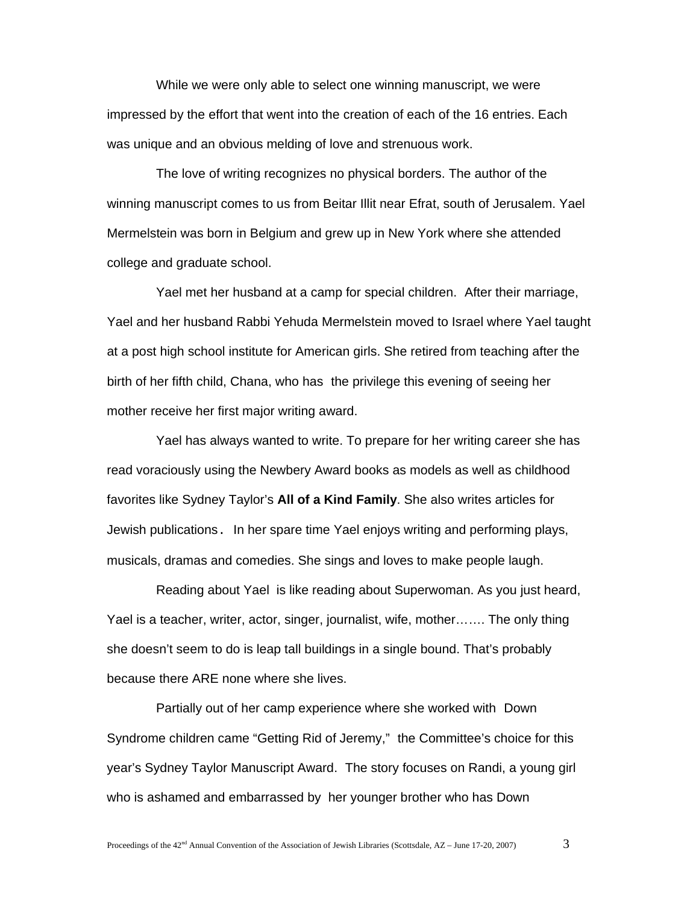While we were only able to select one winning manuscript, we were impressed by the effort that went into the creation of each of the 16 entries. Each was unique and an obvious melding of love and strenuous work.

The love of writing recognizes no physical borders. The author of the winning manuscript comes to us from Beitar Illit near Efrat, south of Jerusalem. Yael Mermelstein was born in Belgium and grew up in New York where she attended college and graduate school.

Yael met her husband at a camp for special children. After their marriage, Yael and her husband Rabbi Yehuda Mermelstein moved to Israel where Yael taught at a post high school institute for American girls. She retired from teaching after the birth of her fifth child, Chana, who has the privilege this evening of seeing her mother receive her first major writing award.

Yael has always wanted to write. To prepare for her writing career she has read voraciously using the Newbery Award books as models as well as childhood favorites like Sydney Taylor's **All of a Kind Family**. She also writes articles for Jewish publications. In her spare time Yael enjoys writing and performing plays, musicals, dramas and comedies. She sings and loves to make people laugh.

Reading about Yael is like reading about Superwoman. As you just heard, Yael is a teacher, writer, actor, singer, journalist, wife, mother……. The only thing she doesn't seem to do is leap tall buildings in a single bound. That's probably because there ARE none where she lives.

Partially out of her camp experience where she worked with Down Syndrome children came "Getting Rid of Jeremy," the Committee's choice for this year's Sydney Taylor Manuscript Award. The story focuses on Randi, a young girl who is ashamed and embarrassed by her younger brother who has Down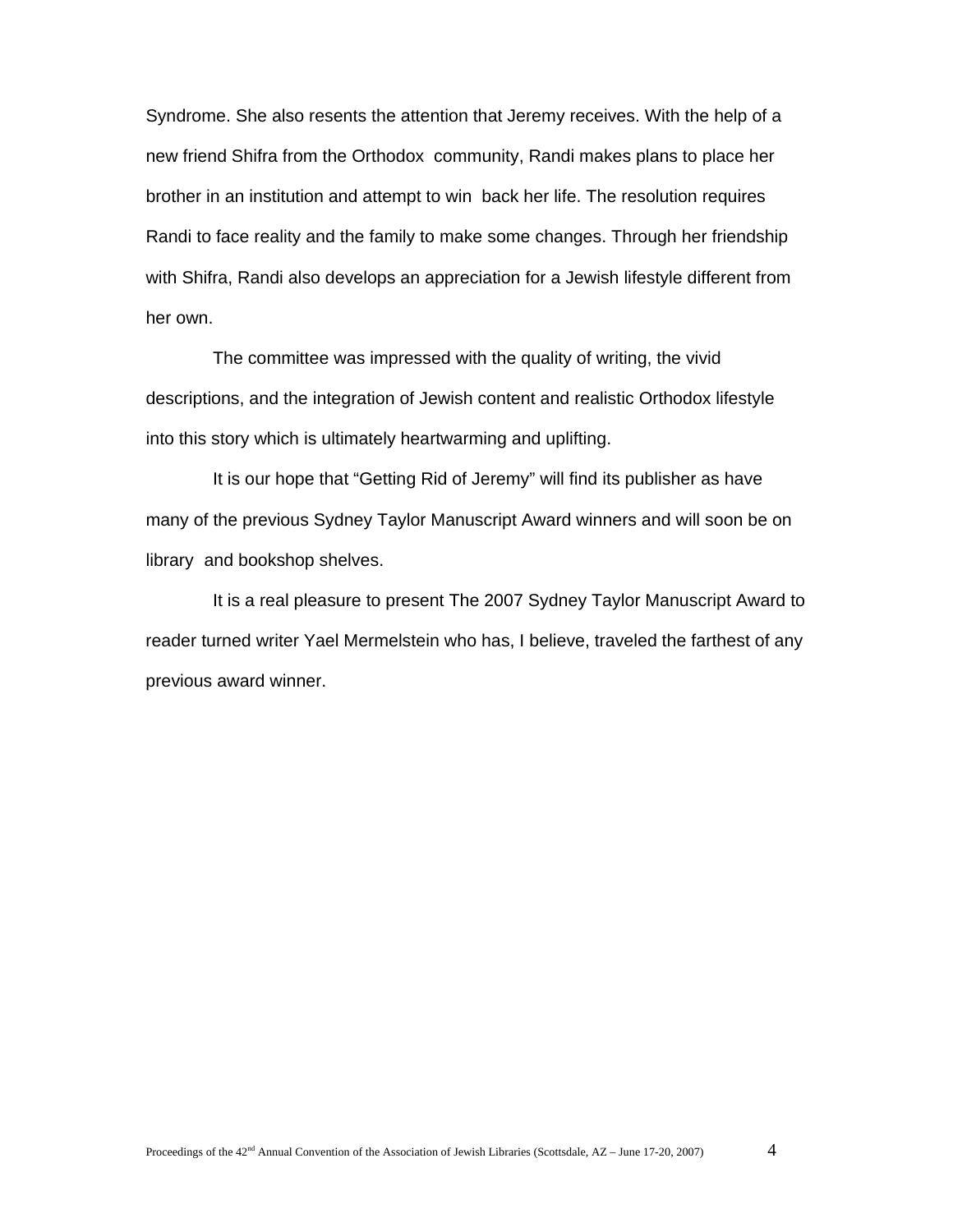Syndrome. She also resents the attention that Jeremy receives. With the help of a new friend Shifra from the Orthodox community, Randi makes plans to place her brother in an institution and attempt to win back her life. The resolution requires Randi to face reality and the family to make some changes. Through her friendship with Shifra, Randi also develops an appreciation for a Jewish lifestyle different from her own.

The committee was impressed with the quality of writing, the vivid descriptions, and the integration of Jewish content and realistic Orthodox lifestyle into this story which is ultimately heartwarming and uplifting.

It is our hope that “Getting Rid of Jeremy” will find its publisher as have many of the previous Sydney Taylor Manuscript Award winners and will soon be on library and bookshop shelves.

It is a real pleasure to present The 2007 Sydney Taylor Manuscript Award to reader turned writer Yael Mermelstein who has, I believe, traveled the farthest of any previous award winner.